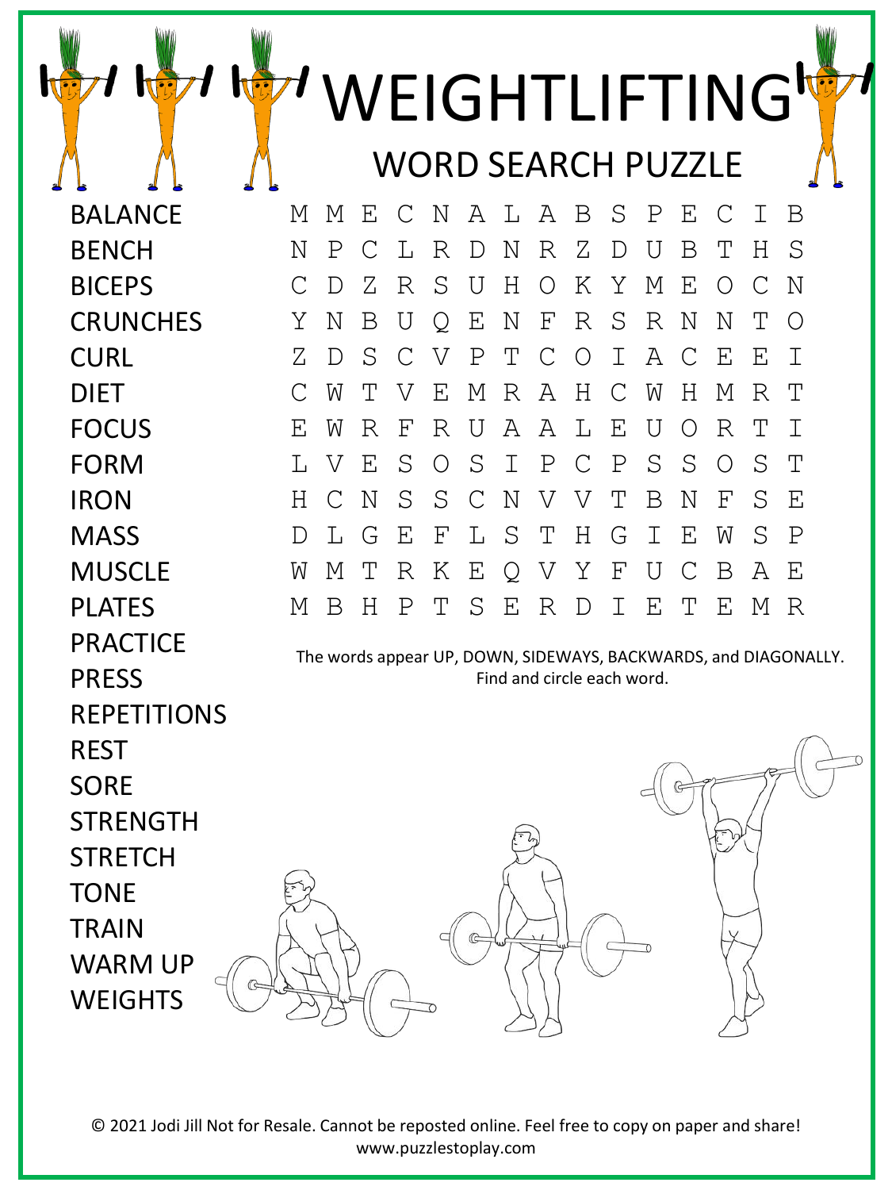# WEIGHTLIFTING

## WORD SEARCH PUZZLE

- BALANCE
- BENCH
- BICEPS
- CRUNCHES
- CURL
- DIET
- FOCUS
- FORM
- IRON
- MASS
- MUSCLE
- PLATES
- PRACTICE
- PRESS
- REPETITIONS
- REST
- SORE
- STRENGTH
- STRETCH
- TONE
- TRAIN
- WARM UP
- WEIGHTS

```
M M E C N A L A B S P E C I B
N P C L R D N R Z D U B T H S
C D Z R S U H O K Y M E O C N
Y N B U Q E N F R S R N N T O
Z D S C V P T C O I A C E E I
C W T V E M R A H C W H M R T
E W R F R U A A L E U O R T I
L V E S O S I P C P S S O S T
H C N S S C N V V T B N F S E
D L G E F L S T H G I E W S P
W M T R K E Q V Y F U C B A E
M B H P T S E R D I E T E M R
```

The words appear UP, DOWN, SIDEWAYS, BACKWARDS, and DIAGONALLY. Find and circle each word.

© 2021 Jodi Jill Not for Resale. Cannot be reposted online. Feel free to copy on paper and share! www.puzzlestoplay.com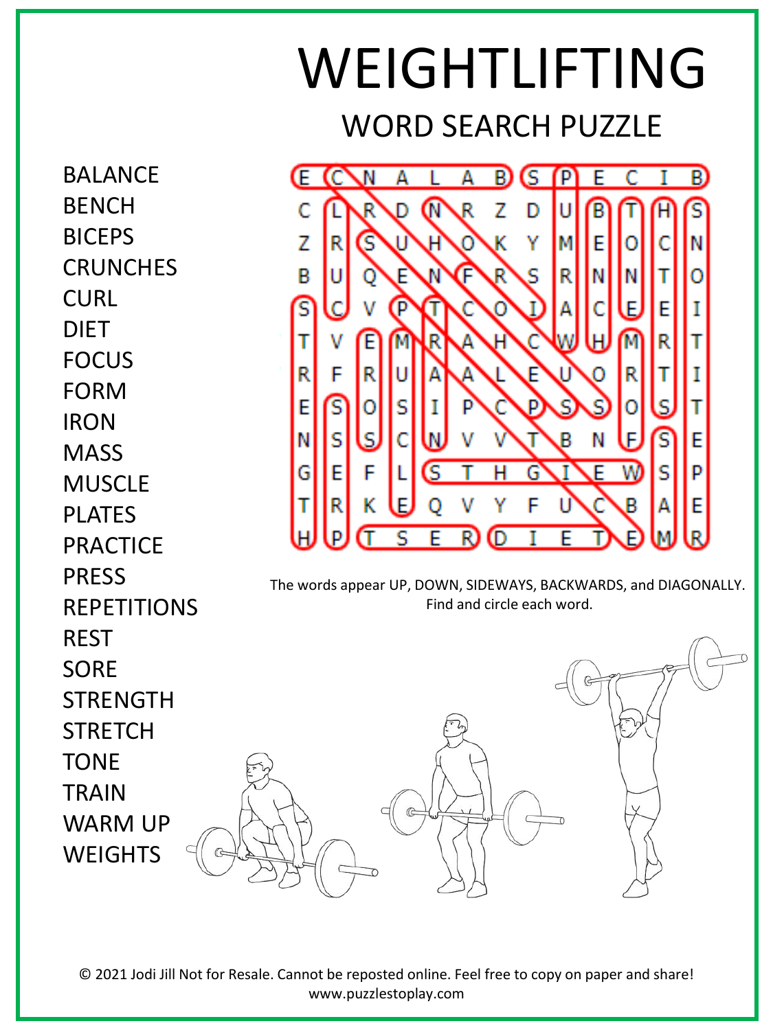# WEIGHTLIFTING

## WORD SEARCH PUZZLE

- BALANCE
- BENCH
- BICEPS
- CRUNCHES
- CURL
- DIET
- FOCUS
- FORM
- IRON
- MASS
- MUSCLE
- PLATES
- PRACTICE
- PRESS
- REPETITIONS
- REST
- SORE
- STRENGTH
- STRETCH
- TONE
- TRAIN
- WARM UP
- WEIGHTS

| | | | | | | | | | | | |
|---|---|---|---|---|---|---|---|---|---|---|---|
| E | C | N | A | L | A | B | S | P | E | C | I | B |
| C | L | R | D | N | R | Z | D | U | B | T | H | S |
| Z | R | S | U | H | O | K | Y | M | E | O | C | N |
| B | U | Q | E | N | F | R | S | R | N | N | T | O |
| S | C | V | P | T | C | O | I | A | C | E | E | I |
| T | V | E | M | R | A | H | C | W | H | M | R | T |
| R | F | R | U | A | A | L | E | U | O | R | T | I |
| E | S | O | S | I | P | C | P | S | S | O | S | T |
| N | S | S | C | N | V | V | T | B | N | F | S | E |
| G | E | F | L | S | T | H | G | I | E | W | S | P |
| T | R | K | E | Q | V | Y | F | U | C | B | A | E |
| H | P | T | S | E | R | D | I | E | T | E | M | R |

The words appear UP, DOWN, SIDEWAYS, BACKWARDS, and DIAGONALLY.
Find and circle each word.

© 2021 Jodi Jill Not for Resale. Cannot be reposted online. Feel free to copy on paper and share!
www.puzzlestoplay.com